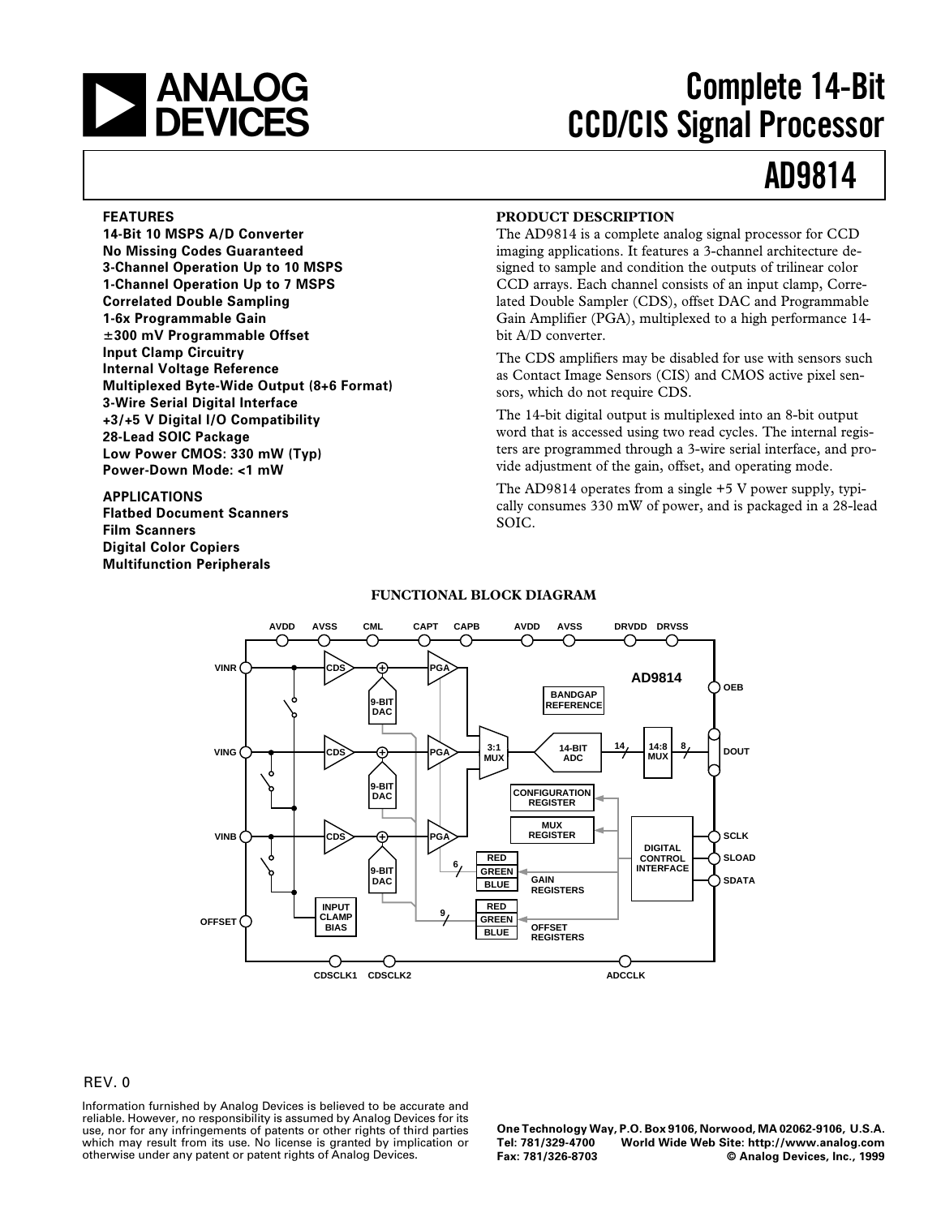# Complete 14-Bit CCD/CIS Signal Processor

# AD9814

## FEATURES

**14-Bit 10 MSPS A/D Converter**
**No Missing Codes Guaranteed**
**3-Channel Operation Up to 10 MSPS**
**1-Channel Operation Up to 7 MSPS**
**Correlated Double Sampling**
**1-6x Programmable Gain**
**±300 mV Programmable Offset**
**Input Clamp Circuitry**
**Internal Voltage Reference**
**Multiplexed Byte-Wide Output (8+6 Format)**
**3-Wire Serial Digital Interface**
**+3/+5 V Digital I/O Compatibility**
**28-Lead SOIC Package**
**Low Power CMOS: 330 mW (Typ)**
**Power-Down Mode: <1 mW**

## APPLICATIONS

**Flatbed Document Scanners**
**Film Scanners**
**Digital Color Copiers**
**Multifunction Peripherals**

## PRODUCT DESCRIPTION

The AD9814 is a complete analog signal processor for CCD imaging applications. It features a 3-channel architecture designed to sample and condition the outputs of trilinear color CCD arrays. Each channel consists of an input clamp, Correlated Double Sampler (CDS), offset DAC and Programmable Gain Amplifier (PGA), multiplexed to a high performance 14-bit A/D converter.

The CDS amplifiers may be disabled for use with sensors such as Contact Image Sensors (CIS) and CMOS active pixel sensors, which do not require CDS.

The 14-bit digital output is multiplexed into an 8-bit output word that is accessed using two read cycles. The internal registers are programmed through a 3-wire serial interface, and provide adjustment of the gain, offset, and operating mode.

The AD9814 operates from a single +5 V power supply, typically consumes 330 mW of power, and is packaged in a 28-lead SOIC.

## FUNCTIONAL BLOCK DIAGRAM

REV. 0

Information furnished by Analog Devices is believed to be accurate and reliable. However, no responsibility is assumed by Analog Devices for its use, nor for any infringements of patents or other rights of third parties which may result from its use. No license is granted by implication or otherwise under any patent or patent rights of Analog Devices.

One Technology Way, P.O. Box 9106, Norwood, MA 02062-9106, U.S.A.
Tel: 781/329-4700 World Wide Web Site: http://www.analog.com
Fax: 781/326-8703 © Analog Devices, Inc., 1999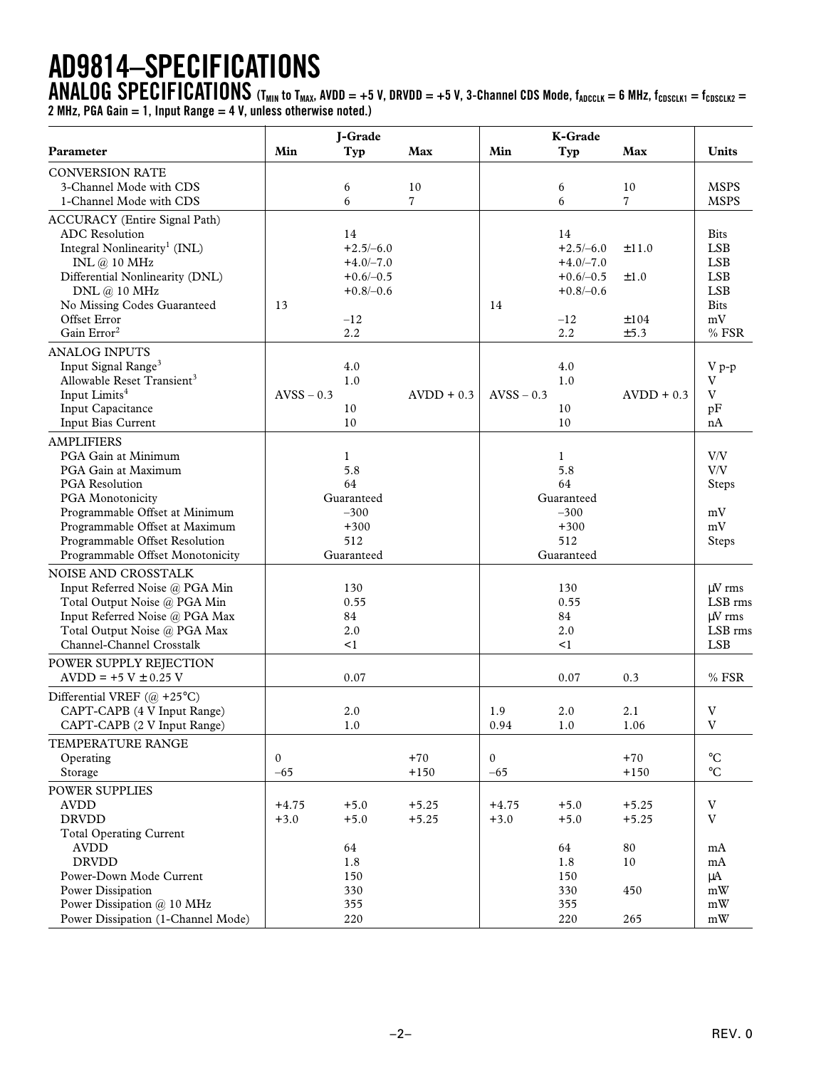# AD9814–SPECIFICATIONS

## ANALOG SPECIFICATIONS ($T_{MIN}$ to $T_{MAX}$, AVDD = +5 V, DRVDD = +5 V, 3-Channel CDS Mode, $f_{ADCCLK}$ = 6 MHz, $f_{CDSCLK1}$ = $f_{CDSCLK2}$ = 2 MHz, PGA Gain = 1, Input Range = 4 V, unless otherwise noted.)

| Parameter | J-Grade Min | J-Grade Typ | J-Grade Max | K-Grade Min | K-Grade Typ | K-Grade Max | Units |
|---|---|---|---|---|---|---|---|
| **CONVERSION RATE** | | | | | | | |
| 3-Channel Mode with CDS | | 6 | 10 | | 6 | 10 | MSPS |
| 1-Channel Mode with CDS | | 6 | 7 | | 6 | 7 | MSPS |
| **ACCURACY (Entire Signal Path)** | | | | | | | |
| ADC Resolution | | 14 | | | 14 | | Bits |
| Integral Nonlinearity[1] (INL) | | +2.5/–6.0 | | | +2.5/–6.0 | ±11.0 | LSB |
| INL @ 10 MHz | | +4.0/–7.0 | | | +4.0/–7.0 | | LSB |
| Differential Nonlinearity (DNL) | | +0.6/–0.5 | | | +0.6/–0.5 | ±1.0 | LSB |
| DNL @ 10 MHz | | +0.8/–0.6 | | | +0.8/–0.6 | | LSB |
| No Missing Codes Guaranteed | 13 | | | 14 | | | Bits |
| Offset Error | | –12 | | | –12 | ±104 | mV |
| Gain Error[2] | | 2.2 | | | 2.2 | ±5.3 | % FSR |
| **ANALOG INPUTS** | | | | | | | |
| Input Signal Range[3] | | 4.0 | | | 4.0 | | V p-p |
| Allowable Reset Transient[3] | | 1.0 | | | 1.0 | | V |
| Input Limits[4] | AVSS – 0.3 | | AVDD + 0.3 | AVSS – 0.3 | | AVDD + 0.3 | V |
| Input Capacitance | | 10 | | | 10 | | pF |
| Input Bias Current | | 10 | | | 10 | | nA |
| **AMPLIFIERS** | | | | | | | |
| PGA Gain at Minimum | | 1 | | | 1 | | V/V |
| PGA Gain at Maximum | | 5.8 | | | 5.8 | | V/V |
| PGA Resolution | | 64 | | | 64 | | Steps |
| PGA Monotonicity | | Guaranteed | | | Guaranteed | | |
| Programmable Offset at Minimum | | –300 | | | –300 | | mV |
| Programmable Offset at Maximum | | +300 | | | +300 | | mV |
| Programmable Offset Resolution | | 512 | | | 512 | | Steps |
| Programmable Offset Monotonicity | | Guaranteed | | | Guaranteed | | |
| **NOISE AND CROSSTALK** | | | | | | | |
| Input Referred Noise @ PGA Min | | 130 | | | 130 | | μV rms |
| Total Output Noise @ PGA Min | | 0.55 | | | 0.55 | | LSB rms |
| Input Referred Noise @ PGA Max | | 84 | | | 84 | | μV rms |
| Total Output Noise @ PGA Max | | 2.0 | | | 2.0 | | LSB rms |
| Channel-Channel Crosstalk | | <1 | | | <1 | | LSB |
| **POWER SUPPLY REJECTION** | | | | | | | |
| AVDD = +5 V ± 0.25 V | | 0.07 | | | 0.07 | 0.3 | % FSR |
| **Differential VREF (@ +25°C)** | | | | | | | |
| CAPT-CAPB (4 V Input Range) | | 2.0 | | 1.9 | 2.0 | 2.1 | V |
| CAPT-CAPB (2 V Input Range) | | 1.0 | | 0.94 | 1.0 | 1.06 | V |
| **TEMPERATURE RANGE** | | | | | | | |
| Operating | 0 | | +70 | 0 | | +70 | °C |
| Storage | –65 | | +150 | –65 | | +150 | °C |
| **POWER SUPPLIES** | | | | | | | |
| AVDD | +4.75 | +5.0 | +5.25 | +4.75 | +5.0 | +5.25 | V |
| DRVDD | +3.0 | +5.0 | +5.25 | +3.0 | +5.0 | +5.25 | V |
| Total Operating Current | | | | | | | |
| AVDD | | 64 | | | 64 | 80 | mA |
| DRVDD | | 1.8 | | | 1.8 | 10 | mA |
| Power-Down Mode Current | | 150 | | | 150 | | μA |
| Power Dissipation | | 330 | | | 330 | 450 | mW |
| Power Dissipation @ 10 MHz | | 355 | | | 355 | | mW |
| Power Dissipation (1-Channel Mode) | | 220 | | | 220 | 265 | mW |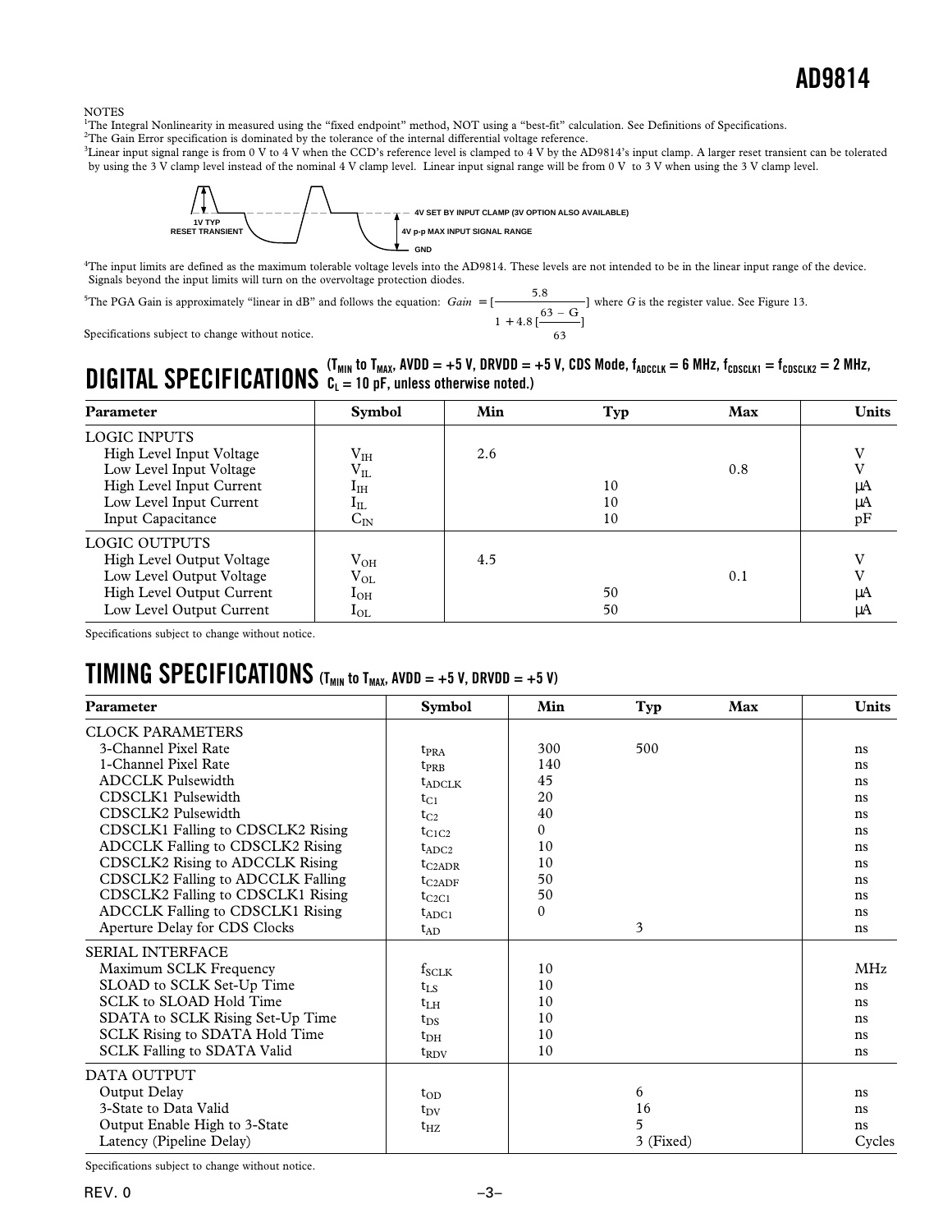NOTES

[1]The Integral Nonlinearity in measured using the "fixed endpoint" method, NOT using a "best-fit" calculation. See Definitions of Specifications.

[2]The Gain Error specification is dominated by the tolerance of the internal differential voltage reference.

[3]Linear input signal range is from 0 V to 4 V when the CCD's reference level is clamped to 4 V by the AD9814's input clamp. A larger reset transient can be tolerated by using the 3 V clamp level instead of the nominal 4 V clamp level. Linear input signal range will be from 0 V to 3 V when using the 3 V clamp level.

1V TYP RESET TRANSIENT — 4V SET BY INPUT CLAMP (3V OPTION ALSO AVAILABLE) — 4V p-p MAX INPUT SIGNAL RANGE — GND

[4]The input limits are defined as the maximum tolerable voltage levels into the AD9814. These levels are not intended to be in the linear input range of the device. Signals beyond the input limits will turn on the overvoltage protection diodes.

[5]The PGA Gain is approximately "linear in dB" and follows the equation: $Gain = \left[\dfrac{5.8}{1 + 4.8\left[\dfrac{63 - G}{63}\right]}\right]$ where $G$ is the register value. See Figure 13.

Specifications subject to change without notice.

# DIGITAL SPECIFICATIONS

($T_{MIN}$ to $T_{MAX}$, AVDD = +5 V, DRVDD = +5 V, CDS Mode, $f_{ADCCLK}$ = 6 MHz, $f_{CDSCLK1}$ = $f_{CDSCLK2}$ = 2 MHz, $C_L$ = 10 pF, unless otherwise noted.)

| Parameter | Symbol | Min | Typ | Max | Units |
|---|---|---|---|---|---|
| LOGIC INPUTS | | | | | |
| High Level Input Voltage | $V_{IH}$ | 2.6 | | | V |
| Low Level Input Voltage | $V_{IL}$ | | | 0.8 | V |
| High Level Input Current | $I_{IH}$ | | 10 | | μA |
| Low Level Input Current | $I_{IL}$ | | 10 | | μA |
| Input Capacitance | $C_{IN}$ | | 10 | | pF |
| LOGIC OUTPUTS | | | | | |
| High Level Output Voltage | $V_{OH}$ | 4.5 | | | V |
| Low Level Output Voltage | $V_{OL}$ | | | 0.1 | V |
| High Level Output Current | $I_{OH}$ | | 50 | | μA |
| Low Level Output Current | $I_{OL}$ | | 50 | | μA |

Specifications subject to change without notice.

# TIMING SPECIFICATIONS

($T_{MIN}$ to $T_{MAX}$, AVDD = +5 V, DRVDD = +5 V)

| Parameter | Symbol | Min | Typ | Max | Units |
|---|---|---|---|---|---|
| CLOCK PARAMETERS | | | | | |
| 3-Channel Pixel Rate | $t_{PRA}$ | 300 | 500 | | ns |
| 1-Channel Pixel Rate | $t_{PRB}$ | 140 | | | ns |
| ADCCLK Pulsewidth | $t_{ADCLK}$ | 45 | | | ns |
| CDSCLK1 Pulsewidth | $t_{C1}$ | 20 | | | ns |
| CDSCLK2 Pulsewidth | $t_{C2}$ | 40 | | | ns |
| CDSCLK1 Falling to CDSCLK2 Rising | $t_{C1C2}$ | 0 | | | ns |
| ADCCLK Falling to CDSCLK2 Rising | $t_{ADC2}$ | 10 | | | ns |
| CDSCLK2 Rising to ADCCLK Rising | $t_{C2ADR}$ | 10 | | | ns |
| CDSCLK2 Falling to ADCCLK Falling | $t_{C2ADF}$ | 50 | | | ns |
| CDSCLK2 Falling to CDSCLK1 Rising | $t_{C2C1}$ | 50 | | | ns |
| ADCCLK Falling to CDSCLK1 Rising | $t_{ADC1}$ | 0 | | | ns |
| Aperture Delay for CDS Clocks | $t_{AD}$ | | 3 | | ns |
| SERIAL INTERFACE | | | | | |
| Maximum SCLK Frequency | $f_{SCLK}$ | 10 | | | MHz |
| SLOAD to SCLK Set-Up Time | $t_{LS}$ | 10 | | | ns |
| SCLK to SLOAD Hold Time | $t_{LH}$ | 10 | | | ns |
| SDATA to SCLK Rising Set-Up Time | $t_{DS}$ | 10 | | | ns |
| SCLK Rising to SDATA Hold Time | $t_{DH}$ | 10 | | | ns |
| SCLK Falling to SDATA Valid | $t_{RDV}$ | 10 | | | ns |
| DATA OUTPUT | | | | | |
| Output Delay | $t_{OD}$ | | 6 | | ns |
| 3-State to Data Valid | $t_{DV}$ | | 16 | | ns |
| Output Enable High to 3-State | $t_{HZ}$ | | 5 | | ns |
| Latency (Pipeline Delay) | | | 3 (Fixed) | | Cycles |

Specifications subject to change without notice.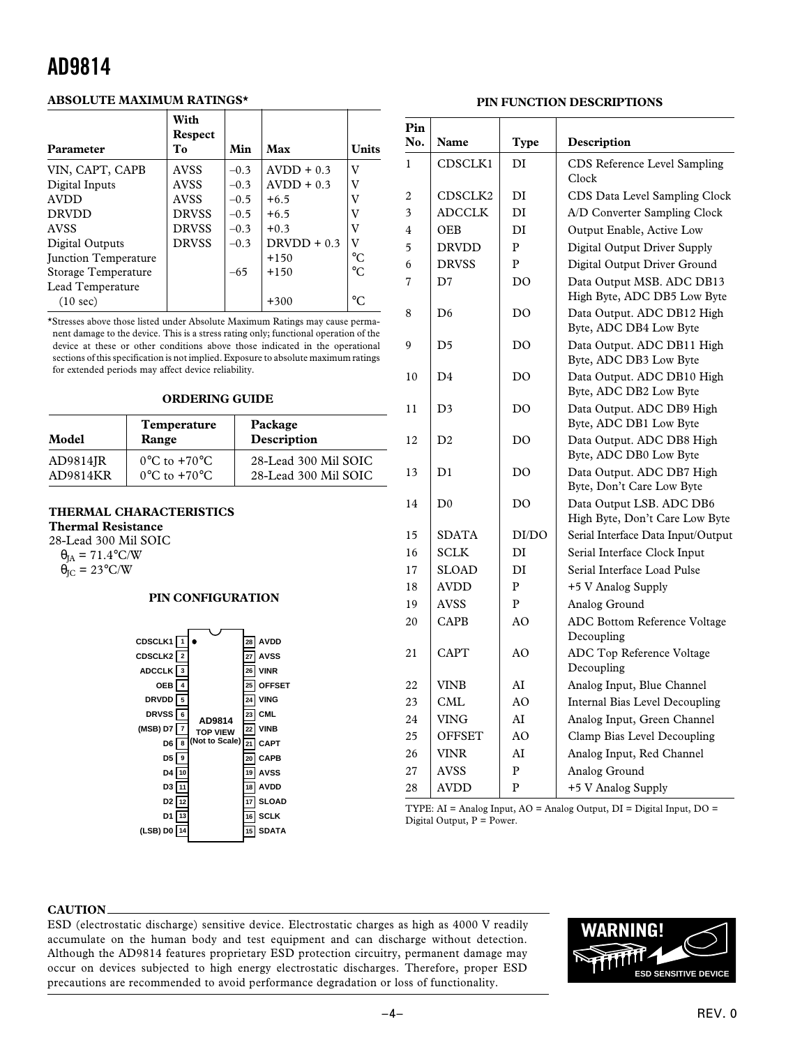## ABSOLUTE MAXIMUM RATINGS*

| Parameter | With Respect To | Min | Max | Units |
|---|---|---|---|---|
| VIN, CAPT, CAPB | AVSS | –0.3 | AVDD + 0.3 | V |
| Digital Inputs | AVSS | –0.3 | AVDD + 0.3 | V |
| AVDD | AVSS | –0.5 | +6.5 | V |
| DRVDD | DRVSS | –0.5 | +6.5 | V |
| AVSS | DRVSS | –0.3 | +0.3 | V |
| Digital Outputs | DRVSS | –0.3 | DRVDD + 0.3 | V |
| Junction Temperature | | | +150 | °C |
| Storage Temperature | | –65 | +150 | °C |
| Lead Temperature (10 sec) | | | +300 | °C |

*Stresses above those listed under Absolute Maximum Ratings may cause permanent damage to the device. This is a stress rating only; functional operation of the device at these or other conditions above those indicated in the operational sections of this specification is not implied. Exposure to absolute maximum ratings for extended periods may affect device reliability.

## ORDERING GUIDE

| Model | Temperature Range | Package Description |
|---|---|---|
| AD9814JR | 0°C to +70°C | 28-Lead 300 Mil SOIC |
| AD9814KR | 0°C to +70°C | 28-Lead 300 Mil SOIC |

## THERMAL CHARACTERISTICS

**Thermal Resistance**

28-Lead 300 Mil SOIC

$\theta_{JA}$ = 71.4°C/W

$\theta_{JC}$ = 23°C/W

## PIN CONFIGURATION

| Pin | Name | | Pin | Name |
|---|---|---|---|---|
| 1 | CDSCLK1 | | 28 | AVDD |
| 2 | CDSCLK2 | | 27 | AVSS |
| 3 | ADCCLK | | 26 | VINR |
| 4 | OEB | | 25 | OFFSET |
| 5 | DRVDD | | 24 | VING |
| 6 | DRVSS | | 23 | CML |
| 7 | (MSB) D7 | | 22 | VINB |
| 8 | D6 | | 21 | CAPT |
| 9 | D5 | | 20 | CAPB |
| 10 | D4 | | 19 | AVSS |
| 11 | D3 | | 18 | AVDD |
| 12 | D2 | | 17 | SLOAD |
| 13 | D1 | | 16 | SCLK |
| 14 | (LSB) D0 | | 15 | SDATA |

AD9814 TOP VIEW (Not to Scale)

## PIN FUNCTION DESCRIPTIONS

| Pin No. | Name | Type | Description |
|---|---|---|---|
| 1 | CDSCLK1 | DI | CDS Reference Level Sampling Clock |
| 2 | CDSCLK2 | DI | CDS Data Level Sampling Clock |
| 3 | ADCCLK | DI | A/D Converter Sampling Clock |
| 4 | OEB | DI | Output Enable, Active Low |
| 5 | DRVDD | P | Digital Output Driver Supply |
| 6 | DRVSS | P | Digital Output Driver Ground |
| 7 | D7 | DO | Data Output MSB. ADC DB13 High Byte, ADC DB5 Low Byte |
| 8 | D6 | DO | Data Output. ADC DB12 High Byte, ADC DB4 Low Byte |
| 9 | D5 | DO | Data Output. ADC DB11 High Byte, ADC DB3 Low Byte |
| 10 | D4 | DO | Data Output. ADC DB10 High Byte, ADC DB2 Low Byte |
| 11 | D3 | DO | Data Output. ADC DB9 High Byte, ADC DB1 Low Byte |
| 12 | D2 | DO | Data Output. ADC DB8 High Byte, ADC DB0 Low Byte |
| 13 | D1 | DO | Data Output. ADC DB7 High Byte, Don't Care Low Byte |
| 14 | D0 | DO | Data Output LSB. ADC DB6 High Byte, Don't Care Low Byte |
| 15 | SDATA | DI/DO | Serial Interface Data Input/Output |
| 16 | SCLK | DI | Serial Interface Clock Input |
| 17 | SLOAD | DI | Serial Interface Load Pulse |
| 18 | AVDD | P | +5 V Analog Supply |
| 19 | AVSS | P | Analog Ground |
| 20 | CAPB | AO | ADC Bottom Reference Voltage Decoupling |
| 21 | CAPT | AO | ADC Top Reference Voltage Decoupling |
| 22 | VINB | AI | Analog Input, Blue Channel |
| 23 | CML | AO | Internal Bias Level Decoupling |
| 24 | VING | AI | Analog Input, Green Channel |
| 25 | OFFSET | AO | Clamp Bias Level Decoupling |
| 26 | VINR | AI | Analog Input, Red Channel |
| 27 | AVSS | P | Analog Ground |
| 28 | AVDD | P | +5 V Analog Supply |

TYPE: AI = Analog Input, AO = Analog Output, DI = Digital Input, DO = Digital Output, P = Power.

## CAUTION

ESD (electrostatic discharge) sensitive device. Electrostatic charges as high as 4000 V readily accumulate on the human body and test equipment and can discharge without detection. Although the AD9814 features proprietary ESD protection circuitry, permanent damage may occur on devices subjected to high energy electrostatic discharges. Therefore, proper ESD precautions are recommended to avoid performance degradation or loss of functionality.

**WARNING!** ESD SENSITIVE DEVICE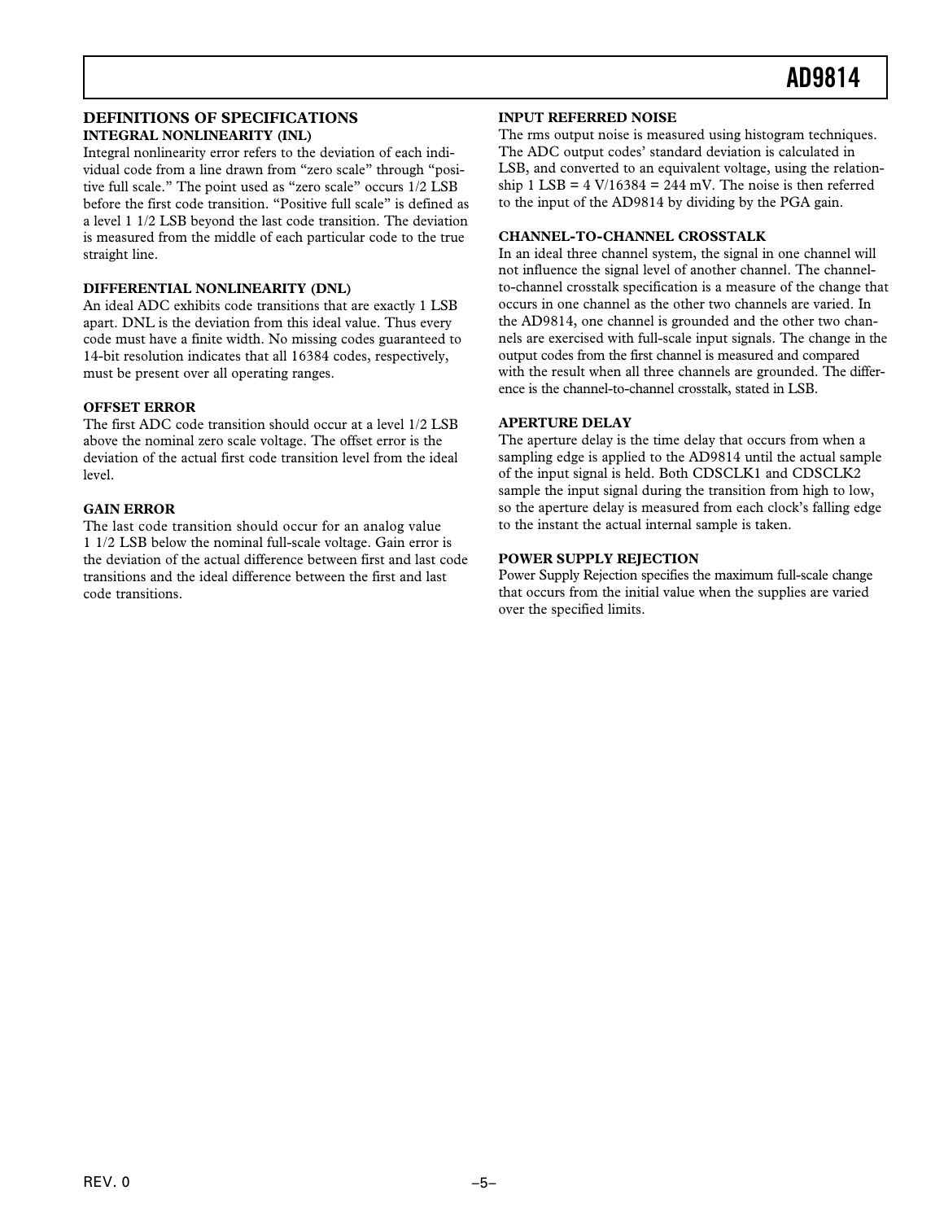## DEFINITIONS OF SPECIFICATIONS

### INTEGRAL NONLINEARITY (INL)

Integral nonlinearity error refers to the deviation of each individual code from a line drawn from "zero scale" through "positive full scale." The point used as "zero scale" occurs 1/2 LSB before the first code transition. "Positive full scale" is defined as a level 1 1/2 LSB beyond the last code transition. The deviation is measured from the middle of each particular code to the true straight line.

### DIFFERENTIAL NONLINEARITY (DNL)

An ideal ADC exhibits code transitions that are exactly 1 LSB apart. DNL is the deviation from this ideal value. Thus every code must have a finite width. No missing codes guaranteed to 14-bit resolution indicates that all 16384 codes, respectively, must be present over all operating ranges.

### OFFSET ERROR

The first ADC code transition should occur at a level 1/2 LSB above the nominal zero scale voltage. The offset error is the deviation of the actual first code transition level from the ideal level.

### GAIN ERROR

The last code transition should occur for an analog value 1 1/2 LSB below the nominal full-scale voltage. Gain error is the deviation of the actual difference between first and last code transitions and the ideal difference between the first and last code transitions.

### INPUT REFERRED NOISE

The rms output noise is measured using histogram techniques. The ADC output codes' standard deviation is calculated in LSB, and converted to an equivalent voltage, using the relationship 1 LSB = 4 V/16384 = 244 mV. The noise is then referred to the input of the AD9814 by dividing by the PGA gain.

### CHANNEL-TO-CHANNEL CROSSTALK

In an ideal three channel system, the signal in one channel will not influence the signal level of another channel. The channel-to-channel crosstalk specification is a measure of the change that occurs in one channel as the other two channels are varied. In the AD9814, one channel is grounded and the other two channels are exercised with full-scale input signals. The change in the output codes from the first channel is measured and compared with the result when all three channels are grounded. The difference is the channel-to-channel crosstalk, stated in LSB.

### APERTURE DELAY

The aperture delay is the time delay that occurs from when a sampling edge is applied to the AD9814 until the actual sample of the input signal is held. Both CDSCLK1 and CDSCLK2 sample the input signal during the transition from high to low, so the aperture delay is measured from each clock's falling edge to the instant the actual internal sample is taken.

### POWER SUPPLY REJECTION

Power Supply Rejection specifies the maximum full-scale change that occurs from the initial value when the supplies are varied over the specified limits.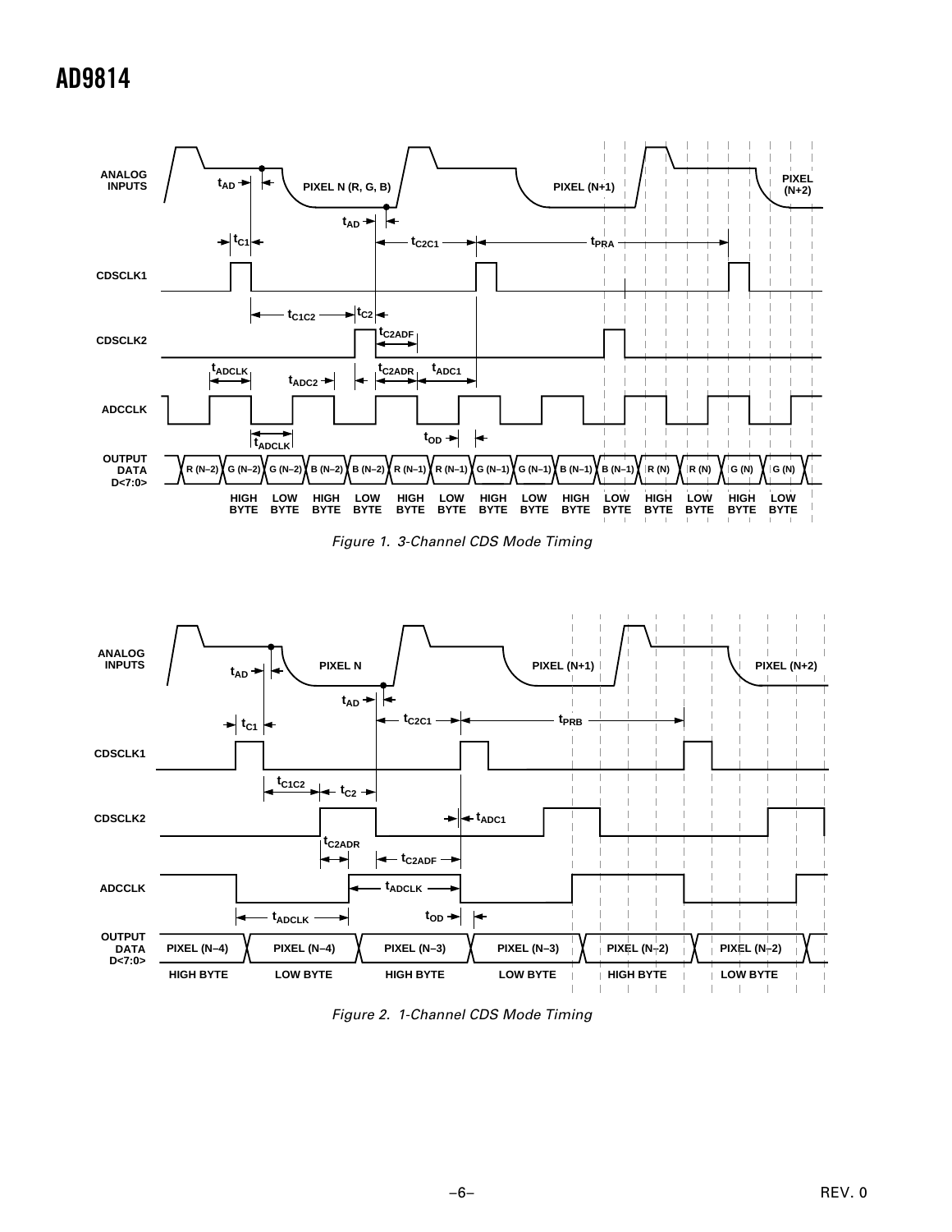Figure 1. 3-Channel CDS Mode Timing

Figure 2. 1-Channel CDS Mode Timing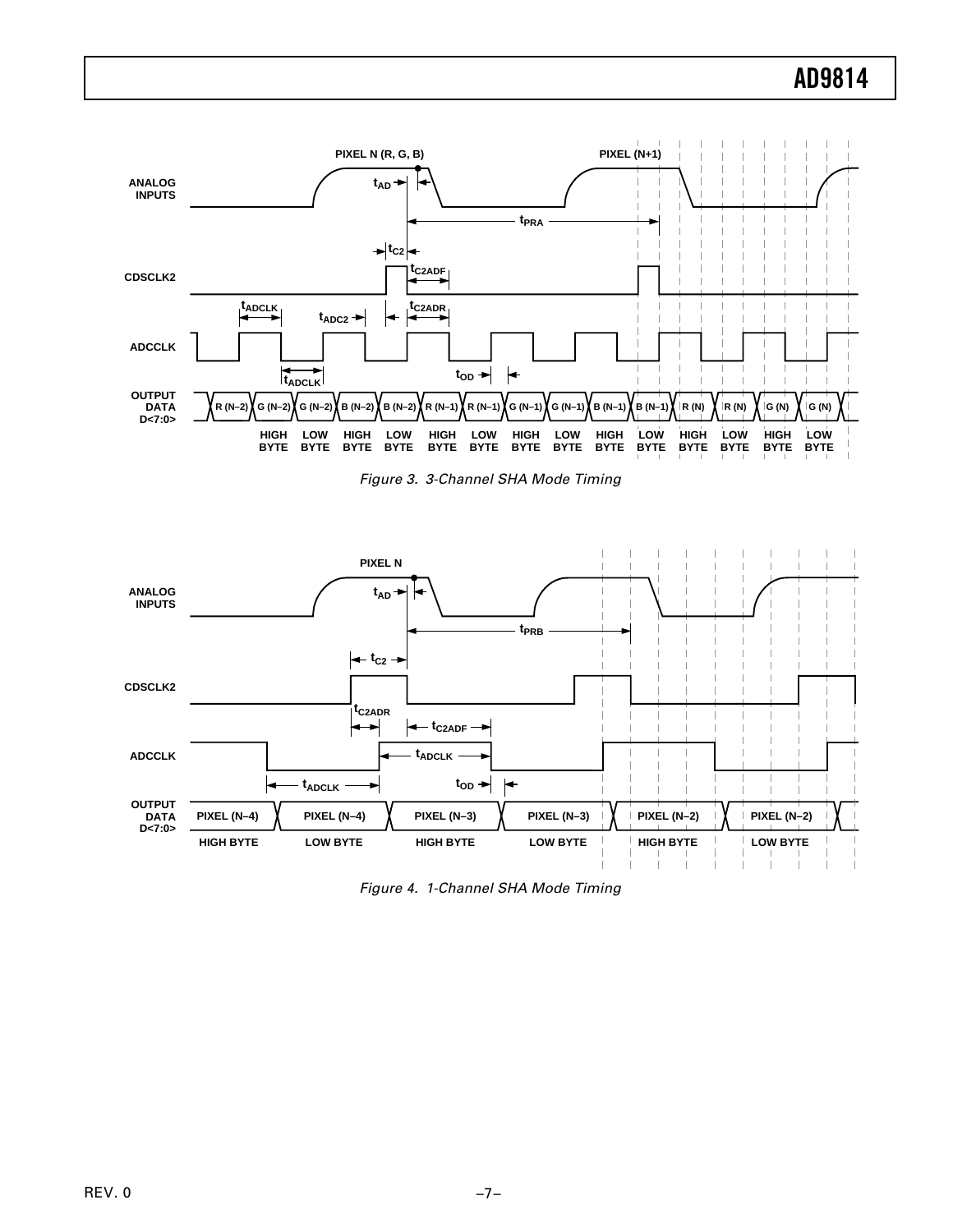Figure 3. 3-Channel SHA Mode Timing

Figure 4. 1-Channel SHA Mode Timing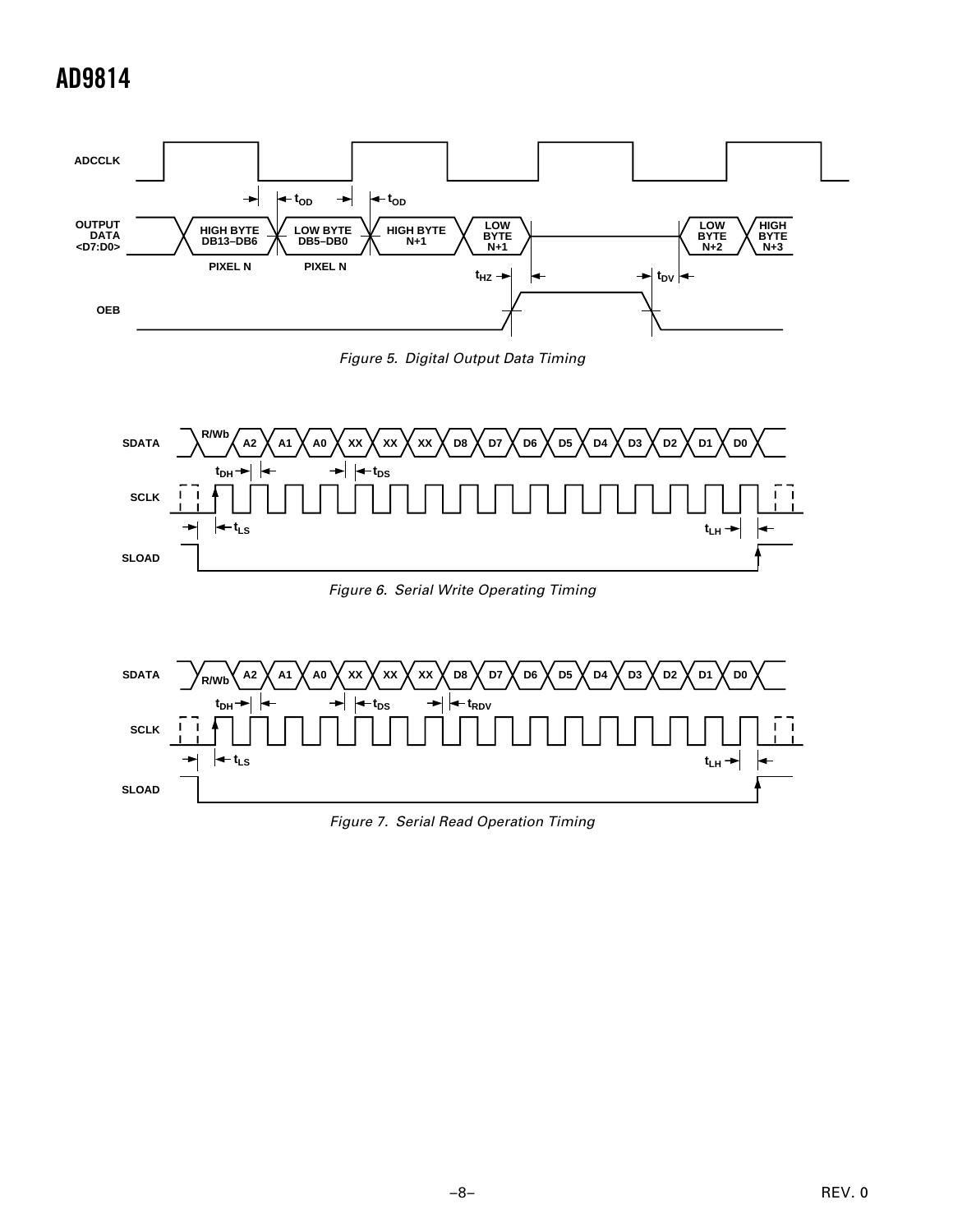Figure 5. Digital Output Data Timing

Figure 6. Serial Write Operating Timing

Figure 7. Serial Read Operation Timing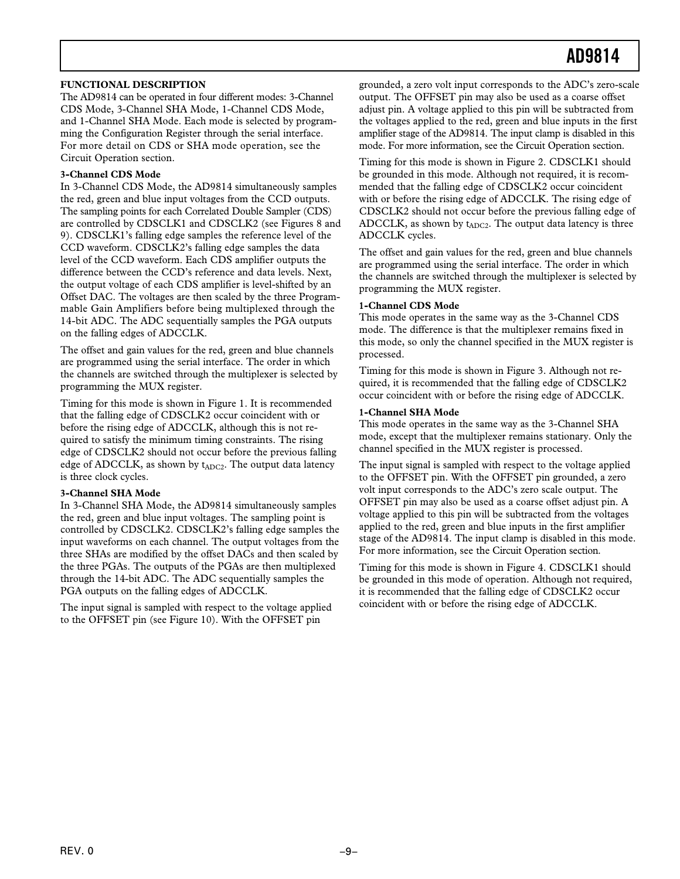## FUNCTIONAL DESCRIPTION

The AD9814 can be operated in four different modes: 3-Channel CDS Mode, 3-Channel SHA Mode, 1-Channel CDS Mode, and 1-Channel SHA Mode. Each mode is selected by programming the Configuration Register through the serial interface. For more detail on CDS or SHA mode operation, see the Circuit Operation section.

### 3-Channel CDS Mode

In 3-Channel CDS Mode, the AD9814 simultaneously samples the red, green and blue input voltages from the CCD outputs. The sampling points for each Correlated Double Sampler (CDS) are controlled by CDSCLK1 and CDSCLK2 (see Figures 8 and 9). CDSCLK1's falling edge samples the reference level of the CCD waveform. CDSCLK2's falling edge samples the data level of the CCD waveform. Each CDS amplifier outputs the difference between the CCD's reference and data levels. Next, the output voltage of each CDS amplifier is level-shifted by an Offset DAC. The voltages are then scaled by the three Programmable Gain Amplifiers before being multiplexed through the 14-bit ADC. The ADC sequentially samples the PGA outputs on the falling edges of ADCCLK.

The offset and gain values for the red, green and blue channels are programmed using the serial interface. The order in which the channels are switched through the multiplexer is selected by programming the MUX register.

Timing for this mode is shown in Figure 1. It is recommended that the falling edge of CDSCLK2 occur coincident with or before the rising edge of ADCCLK, although this is not required to satisfy the minimum timing constraints. The rising edge of CDSCLK2 should not occur before the previous falling edge of ADCCLK, as shown by $t_{ADC2}$. The output data latency is three clock cycles.

### 3-Channel SHA Mode

In 3-Channel SHA Mode, the AD9814 simultaneously samples the red, green and blue input voltages. The sampling point is controlled by CDSCLK2. CDSCLK2's falling edge samples the input waveforms on each channel. The output voltages from the three SHAs are modified by the offset DACs and then scaled by the three PGAs. The outputs of the PGAs are then multiplexed through the 14-bit ADC. The ADC sequentially samples the PGA outputs on the falling edges of ADCCLK.

The input signal is sampled with respect to the voltage applied to the OFFSET pin (see Figure 10). With the OFFSET pin grounded, a zero volt input corresponds to the ADC's zero-scale output. The OFFSET pin may also be used as a coarse offset adjust pin. A voltage applied to this pin will be subtracted from the voltages applied to the red, green and blue inputs in the first amplifier stage of the AD9814. The input clamp is disabled in this mode. For more information, see the Circuit Operation section.

Timing for this mode is shown in Figure 2. CDSCLK1 should be grounded in this mode. Although not required, it is recommended that the falling edge of CDSCLK2 occur coincident with or before the rising edge of ADCCLK. The rising edge of CDSCLK2 should not occur before the previous falling edge of ADCCLK, as shown by $t_{ADC2}$. The output data latency is three ADCCLK cycles.

The offset and gain values for the red, green and blue channels are programmed using the serial interface. The order in which the channels are switched through the multiplexer is selected by programming the MUX register.

### 1-Channel CDS Mode

This mode operates in the same way as the 3-Channel CDS mode. The difference is that the multiplexer remains fixed in this mode, so only the channel specified in the MUX register is processed.

Timing for this mode is shown in Figure 3. Although not required, it is recommended that the falling edge of CDSCLK2 occur coincident with or before the rising edge of ADCCLK.

### 1-Channel SHA Mode

This mode operates in the same way as the 3-Channel SHA mode, except that the multiplexer remains stationary. Only the channel specified in the MUX register is processed.

The input signal is sampled with respect to the voltage applied to the OFFSET pin. With the OFFSET pin grounded, a zero volt input corresponds to the ADC's zero scale output. The OFFSET pin may also be used as a coarse offset adjust pin. A voltage applied to this pin will be subtracted from the voltages applied to the red, green and blue inputs in the first amplifier stage of the AD9814. The input clamp is disabled in this mode. For more information, see the Circuit Operation section.

Timing for this mode is shown in Figure 4. CDSCLK1 should be grounded in this mode of operation. Although not required, it is recommended that the falling edge of CDSCLK2 occur coincident with or before the rising edge of ADCCLK.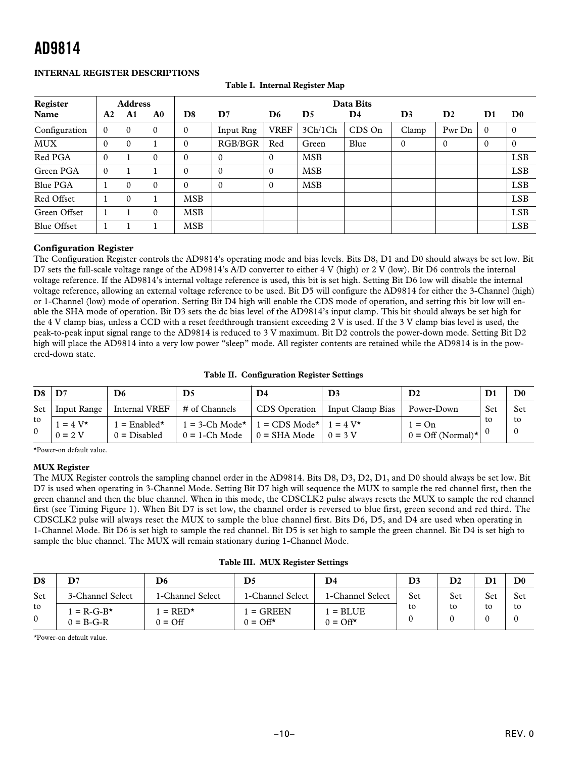## INTERNAL REGISTER DESCRIPTIONS

**Table I. Internal Register Map**

| Register Name | Address A2 | A1 | A0 | Data Bits D8 | D7 | D6 | D5 | D4 | D3 | D2 | D1 | D0 |
|---|---|---|---|---|---|---|---|---|---|---|---|---|
| Configuration | 0 | 0 | 0 | 0 | Input Rng | VREF | 3Ch/1Ch | CDS On | Clamp | Pwr Dn | 0 | 0 |
| MUX | 0 | 0 | 1 | 0 | RGB/BGR | Red | Green | Blue | 0 | 0 | 0 | 0 |
| Red PGA | 0 | 1 | 0 | 0 | 0 | 0 | MSB | | | | | LSB |
| Green PGA | 0 | 1 | 1 | 0 | 0 | 0 | MSB | | | | | LSB |
| Blue PGA | 1 | 0 | 0 | 0 | 0 | 0 | MSB | | | | | LSB |
| Red Offset | 1 | 0 | 1 | MSB | | | | | | | | LSB |
| Green Offset | 1 | 1 | 0 | MSB | | | | | | | | LSB |
| Blue Offset | 1 | 1 | 1 | MSB | | | | | | | | LSB |

**Configuration Register**

The Configuration Register controls the AD9814's operating mode and bias levels. Bits D8, D1 and D0 should always be set low. Bit D7 sets the full-scale voltage range of the AD9814's A/D converter to either 4 V (high) or 2 V (low). Bit D6 controls the internal voltage reference. If the AD9814's internal voltage reference is used, this bit is set high. Setting Bit D6 low will disable the internal voltage reference, allowing an external voltage reference to be used. Bit D5 will configure the AD9814 for either the 3-Channel (high) or 1-Channel (low) mode of operation. Setting Bit D4 high will enable the CDS mode of operation, and setting this bit low will enable the SHA mode of operation. Bit D3 sets the dc bias level of the AD9814's input clamp. This bit should always be set high for the 4 V clamp bias, unless a CCD with a reset feedthrough transient exceeding 2 V is used. If the 3 V clamp bias level is used, the peak-to-peak input signal range to the AD9814 is reduced to 3 V maximum. Bit D2 controls the power-down mode. Setting Bit D2 high will place the AD9814 into a very low power "sleep" mode. All register contents are retained while the AD9814 is in the powered-down state.

**Table II. Configuration Register Settings**

| D8 | D7 | D6 | D5 | D4 | D3 | D2 | D1 | D0 |
|---|---|---|---|---|---|---|---|---|
| Set to 0 | Input Range | Internal VREF | # of Channels | CDS Operation | Input Clamp Bias | Power-Down | Set to 0 | Set to 0 |
| | 1 = 4 V*<br>0 = 2 V | 1 = Enabled*<br>0 = Disabled | 1 = 3-Ch Mode*<br>0 = 1-Ch Mode | 1 = CDS Mode*<br>0 = SHA Mode | 1 = 4 V*<br>0 = 3 V | 1 = On<br>0 = Off (Normal)* | | |

*Power-on default value.

**MUX Register**

The MUX Register controls the sampling channel order in the AD9814. Bits D8, D3, D2, D1, and D0 should always be set low. Bit D7 is used when operating in 3-Channel Mode. Setting Bit D7 high will sequence the MUX to sample the red channel first, then the green channel and then the blue channel. When in this mode, the CDSCLK2 pulse always resets the MUX to sample the red channel first (see Timing Figure 1). When Bit D7 is set low, the channel order is reversed to blue first, green second and red third. The CDSCLK2 pulse will always reset the MUX to sample the blue channel first. Bits D6, D5, and D4 are used when operating in 1-Channel Mode. Bit D6 is set high to sample the red channel. Bit D5 is set high to sample the green channel. Bit D4 is set high to sample the blue channel. The MUX will remain stationary during 1-Channel Mode.

**Table III. MUX Register Settings**

| D8 | D7 | D6 | D5 | D4 | D3 | D2 | D1 | D0 |
|---|---|---|---|---|---|---|---|---|
| Set to 0 | 3-Channel Select | 1-Channel Select | 1-Channel Select | 1-Channel Select | Set to 0 | Set to 0 | Set to 0 | Set to 0 |
| | 1 = R-G-B*<br>0 = B-G-R | 1 = RED*<br>0 = Off | 1 = GREEN<br>0 = Off* | 1 = BLUE<br>0 = Off* | | | | |

*Power-on default value.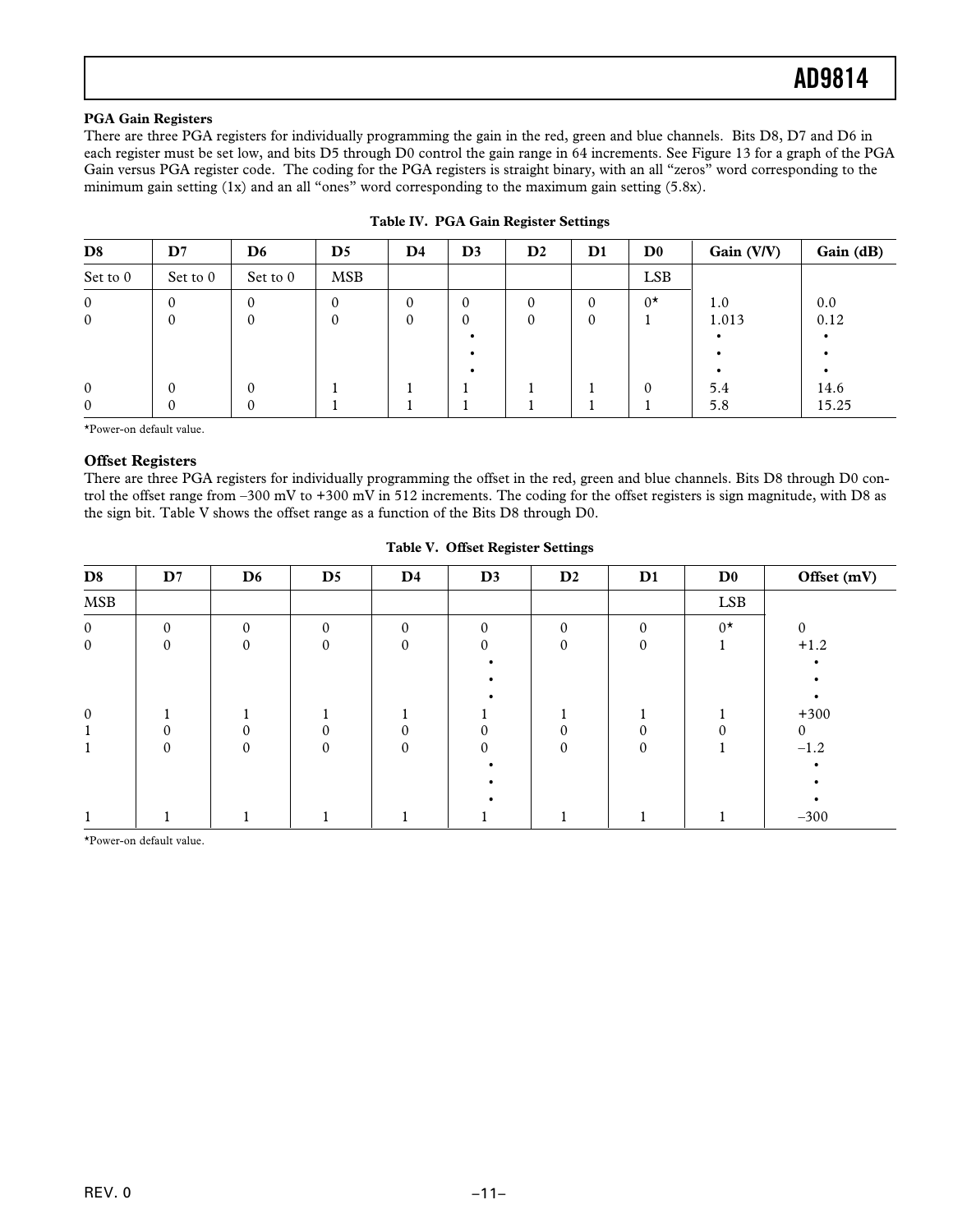**PGA Gain Registers**

There are three PGA registers for individually programming the gain in the red, green and blue channels. Bits D8, D7 and D6 in each register must be set low, and bits D5 through D0 control the gain range in 64 increments. See Figure 13 for a graph of the PGA Gain versus PGA register code. The coding for the PGA registers is straight binary, with an all "zeros" word corresponding to the minimum gain setting (1x) and an all "ones" word corresponding to the maximum gain setting (5.8x).

**Table IV. PGA Gain Register Settings**

| D8 | D7 | D6 | D5 | D4 | D3 | D2 | D1 | D0 | Gain (V/V) | Gain (dB) |
|---|---|---|---|---|---|---|---|---|---|---|
| Set to 0 | Set to 0 | Set to 0 | MSB | | | | | LSB | | |
| 0 | 0 | 0 | 0 | 0 | 0 | 0 | 0 | 0* | 1.0 | 0.0 |
| 0 | 0 | 0 | 0 | 0 | 0 | 0 | 0 | 1 | 1.013 | 0.12 |
| | | | | | • | | | | • | • |
| | | | | | • | | | | • | • |
| | | | | | • | | | | • | • |
| 0 | 0 | 0 | 1 | 1 | 1 | 1 | 1 | 0 | 5.4 | 14.6 |
| 0 | 0 | 0 | 1 | 1 | 1 | 1 | 1 | 1 | 5.8 | 15.25 |

*Power-on default value.

**Offset Registers**

There are three PGA registers for individually programming the offset in the red, green and blue channels. Bits D8 through D0 control the offset range from –300 mV to +300 mV in 512 increments. The coding for the offset registers is sign magnitude, with D8 as the sign bit. Table V shows the offset range as a function of the Bits D8 through D0.

**Table V. Offset Register Settings**

| D8 | D7 | D6 | D5 | D4 | D3 | D2 | D1 | D0 | Offset (mV) |
|---|---|---|---|---|---|---|---|---|---|
| MSB | | | | | | | | LSB | |
| 0 | 0 | 0 | 0 | 0 | 0 | 0 | 0 | 0* | 0 |
| 0 | 0 | 0 | 0 | 0 | 0 | 0 | 0 | 1 | +1.2 |
| | | | | | • | | | | • |
| | | | | | • | | | | • |
| | | | | | • | | | | • |
| 0 | 1 | 1 | 1 | 1 | 1 | 1 | 1 | 1 | +300 |
| 1 | 0 | 0 | 0 | 0 | 0 | 0 | 0 | 0 | 0 |
| 1 | 0 | 0 | 0 | 0 | 0 | 0 | 0 | 1 | –1.2 |
| | | | | | • | | | | • |
| | | | | | • | | | | • |
| | | | | | • | | | | • |
| 1 | 1 | 1 | 1 | 1 | 1 | 1 | 1 | 1 | –300 |

*Power-on default value.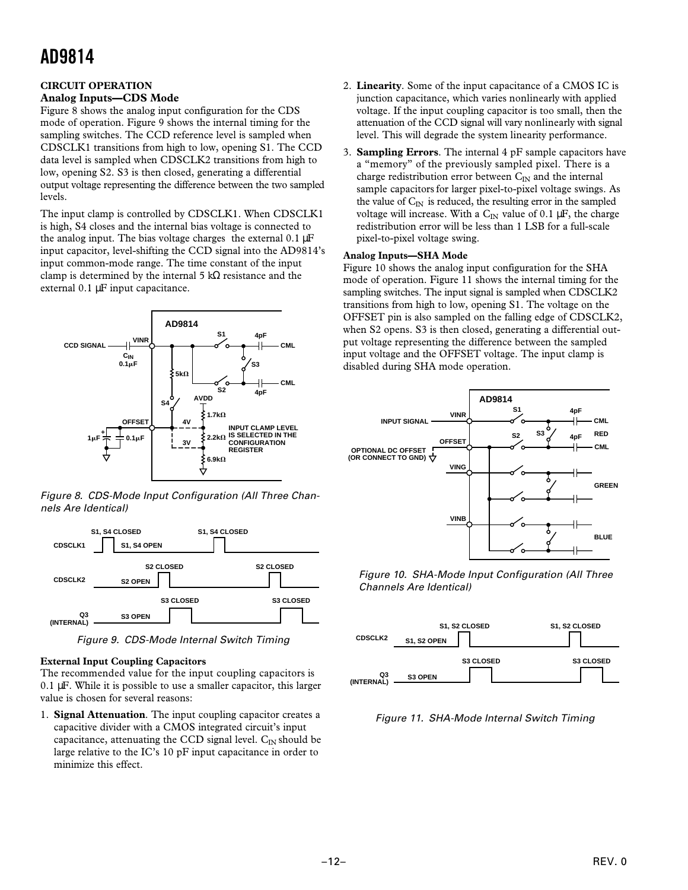## CIRCUIT OPERATION

### Analog Inputs—CDS Mode

Figure 8 shows the analog input configuration for the CDS mode of operation. Figure 9 shows the internal timing for the sampling switches. The CCD reference level is sampled when CDSCLK1 transitions from high to low, opening S1. The CCD data level is sampled when CDSCLK2 transitions from high to low, opening S2. S3 is then closed, generating a differential output voltage representing the difference between the two sampled levels.

The input clamp is controlled by CDSCLK1. When CDSCLK1 is high, S4 closes and the internal bias voltage is connected to the analog input. The bias voltage charges the external 0.1 µF input capacitor, level-shifting the CCD signal into the AD9814's input common-mode range. The time constant of the input clamp is determined by the internal 5 kΩ resistance and the external 0.1 µF input capacitance.

*Figure 8. CDS-Mode Input Configuration (All Three Channels Are Identical)*

*Figure 9. CDS-Mode Internal Switch Timing*

### External Input Coupling Capacitors

The recommended value for the input coupling capacitors is 0.1 µF. While it is possible to use a smaller capacitor, this larger value is chosen for several reasons:

1. **Signal Attenuation**. The input coupling capacitor creates a capacitive divider with a CMOS integrated circuit's input capacitance, attenuating the CCD signal level. $C_{IN}$ should be large relative to the IC's 10 pF input capacitance in order to minimize this effect.
2. **Linearity**. Some of the input capacitance of a CMOS IC is junction capacitance, which varies nonlinearly with applied voltage. If the input coupling capacitor is too small, then the attenuation of the CCD signal will vary nonlinearly with signal level. This will degrade the system linearity performance.
3. **Sampling Errors**. The internal 4 pF sample capacitors have a "memory" of the previously sampled pixel. There is a charge redistribution error between $C_{IN}$ and the internal sample capacitors for larger pixel-to-pixel voltage swings. As the value of $C_{IN}$ is reduced, the resulting error in the sampled voltage will increase. With a $C_{IN}$ value of 0.1 µF, the charge redistribution error will be less than 1 LSB for a full-scale pixel-to-pixel voltage swing.

### Analog Inputs—SHA Mode

Figure 10 shows the analog input configuration for the SHA mode of operation. Figure 11 shows the internal timing for the sampling switches. The input signal is sampled when CDSCLK2 transitions from high to low, opening S1. The voltage on the OFFSET pin is also sampled on the falling edge of CDSCLK2, when S2 opens. S3 is then closed, generating a differential output voltage representing the difference between the sampled input voltage and the OFFSET voltage. The input clamp is disabled during SHA mode operation.

*Figure 10. SHA-Mode Input Configuration (All Three Channels Are Identical)*

*Figure 11. SHA-Mode Internal Switch Timing*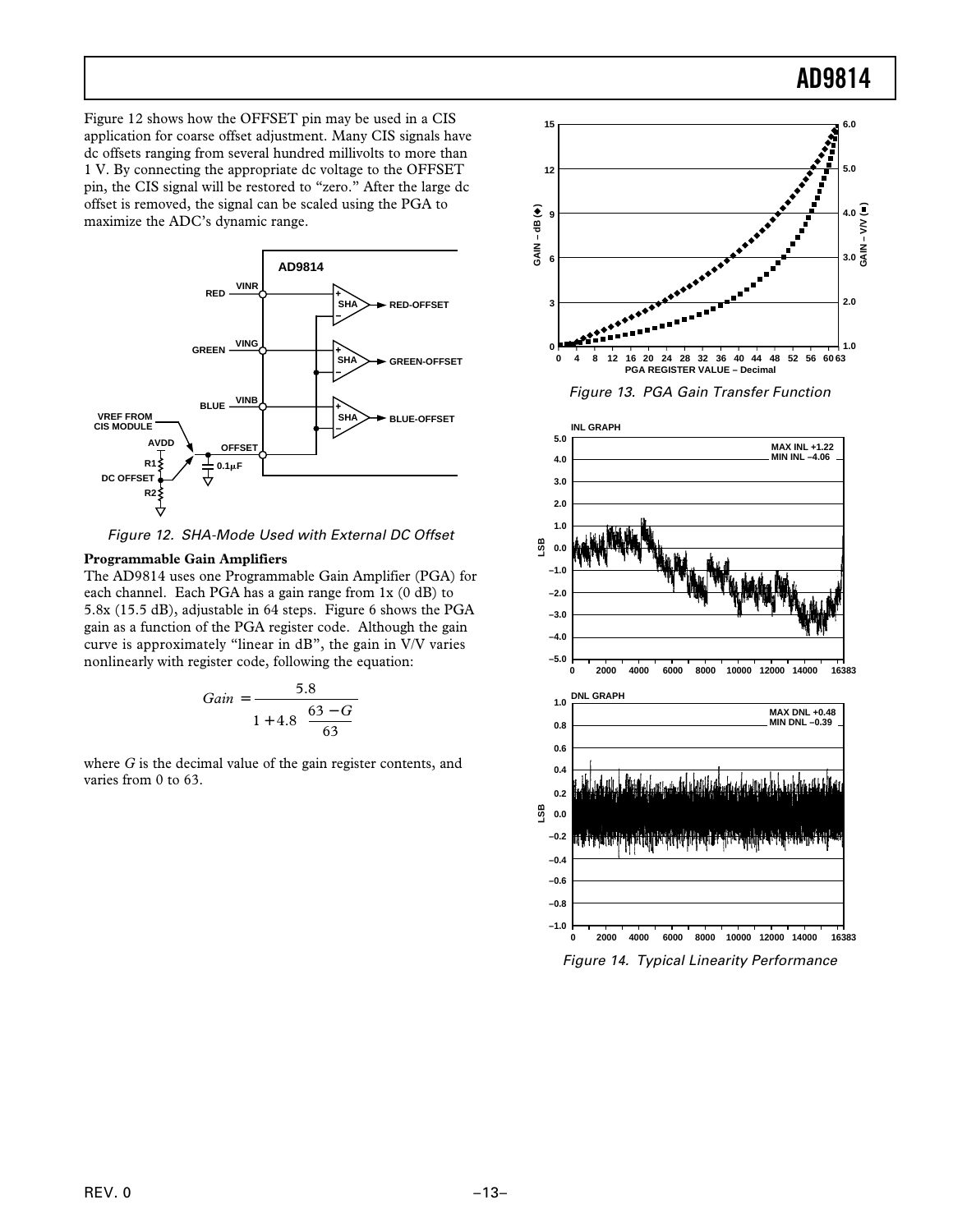Figure 12 shows how the OFFSET pin may be used in a CIS application for coarse offset adjustment. Many CIS signals have dc offsets ranging from several hundred millivolts to more than 1 V. By connecting the appropriate dc voltage to the OFFSET pin, the CIS signal will be restored to "zero." After the large dc offset is removed, the signal can be scaled using the PGA to maximize the ADC's dynamic range.

Figure 12. SHA-Mode Used with External DC Offset

**Programmable Gain Amplifiers**

The AD9814 uses one Programmable Gain Amplifier (PGA) for each channel. Each PGA has a gain range from 1x (0 dB) to 5.8x (15.5 dB), adjustable in 64 steps. Figure 6 shows the PGA gain as a function of the PGA register code. Although the gain curve is approximately "linear in dB", the gain in V/V varies nonlinearly with register code, following the equation:

$$Gain = \frac{5.8}{1 + 4.8\left(\frac{63 - G}{63}\right)}$$

where $G$ is the decimal value of the gain register contents, and varies from 0 to 63.

Figure 13. PGA Gain Transfer Function

Figure 14. Typical Linearity Performance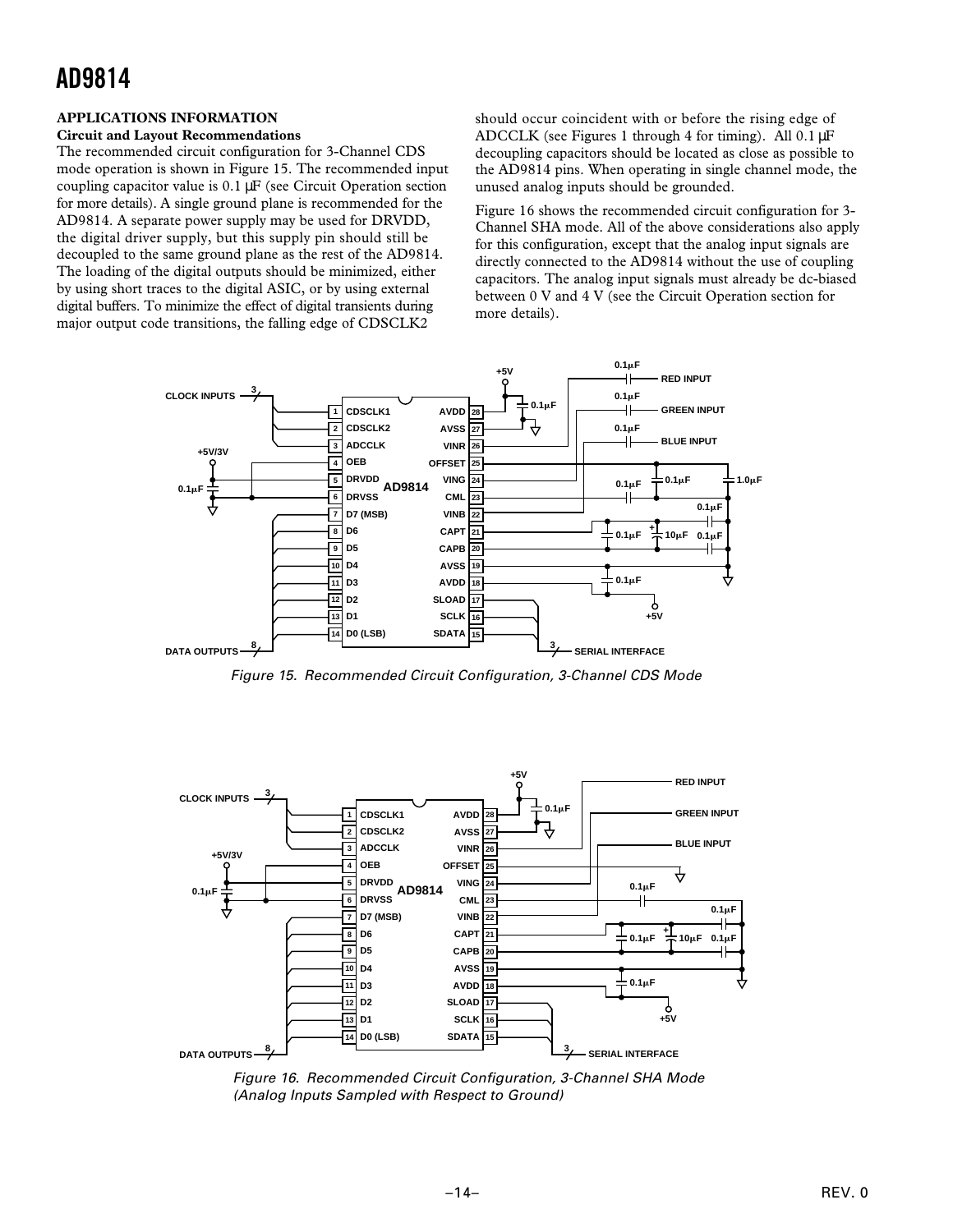## APPLICATIONS INFORMATION

### Circuit and Layout Recommendations

The recommended circuit configuration for 3-Channel CDS mode operation is shown in Figure 15. The recommended input coupling capacitor value is 0.1 µF (see Circuit Operation section for more details). A single ground plane is recommended for the AD9814. A separate power supply may be used for DRVDD, the digital driver supply, but this supply pin should still be decoupled to the same ground plane as the rest of the AD9814. The loading of the digital outputs should be minimized, either by using short traces to the digital ASIC, or by using external digital buffers. To minimize the effect of digital transients during major output code transitions, the falling edge of CDSCLK2 should occur coincident with or before the rising edge of ADCCLK (see Figures 1 through 4 for timing). All 0.1 µF decoupling capacitors should be located as close as possible to the AD9814 pins. When operating in single channel mode, the unused analog inputs should be grounded.

Figure 16 shows the recommended circuit configuration for 3-Channel SHA mode. All of the above considerations also apply for this configuration, except that the analog input signals are directly connected to the AD9814 without the use of coupling capacitors. The analog input signals must already be dc-biased between 0 V and 4 V (see the Circuit Operation section for more details).

*Figure 15. Recommended Circuit Configuration, 3-Channel CDS Mode*

*Figure 16. Recommended Circuit Configuration, 3-Channel SHA Mode (Analog Inputs Sampled with Respect to Ground)*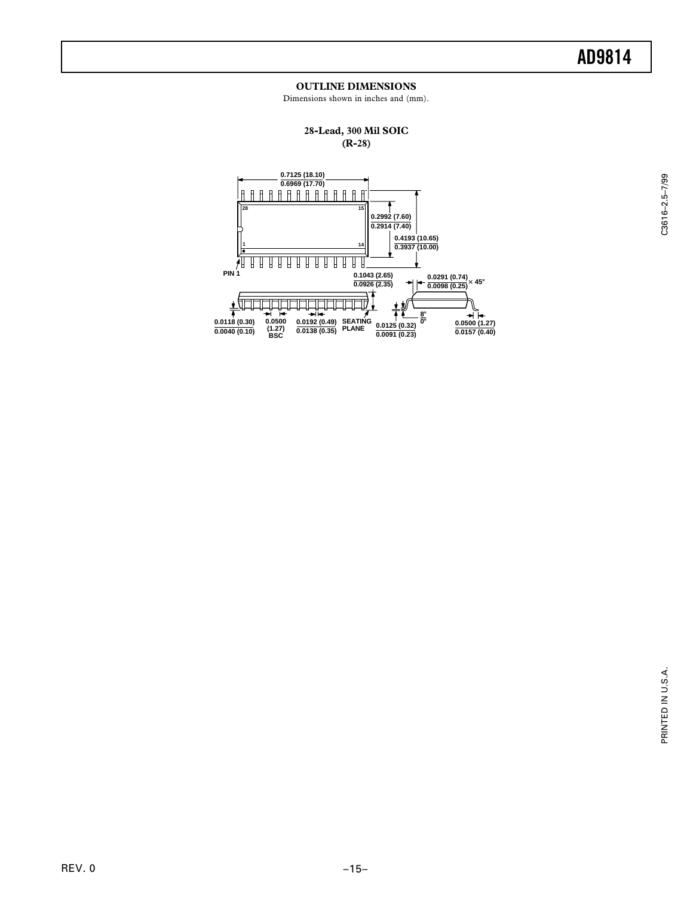## OUTLINE DIMENSIONS

Dimensions shown in inches and (mm).

### 28-Lead, 300 Mil SOIC (R-28)

0.7125 (18.10)
0.6969 (17.70)

28
15
1
14

PIN 1

0.2992 (7.60)
0.2914 (7.40)

0.4193 (10.65)
0.3937 (10.00)

0.1043 (2.65)
0.0926 (2.35)

0.0291 (0.74)
0.0098 (0.25) × 45°

0.0118 (0.30)
0.0040 (0.10)

0.0500 (1.27) BSC

0.0192 (0.49)
0.0138 (0.35)

SEATING PLANE

8°
0°

0.0125 (0.32)
0.0091 (0.23)

0.0500 (1.27)
0.0157 (0.40)

C3616–2.5–7/99

PRINTED IN U.S.A.

REV. 0